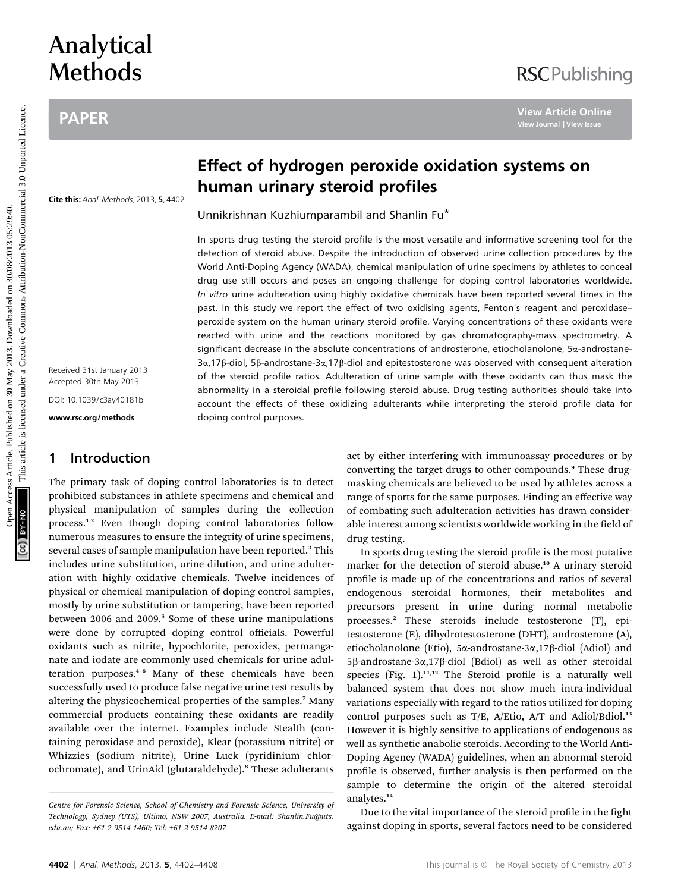# Effect of hydrogen peroxide oxidation systems on human urinary steroid profiles

Cite this: *Anal. Methods*, 2013, **5**, 4402

Unnikrishnan Kuzhiumparambil and Shanlin Fu*

Received 31st January 2013
Accepted 30th May 2013

DOI: 10.1039/c3ay40181b

www.rsc.org/methods

In sports drug testing the steroid profile is the most versatile and informative screening tool for the detection of steroid abuse. Despite the introduction of observed urine collection procedures by the World Anti-Doping Agency (WADA), chemical manipulation of urine specimens by athletes to conceal drug use still occurs and poses an ongoing challenge for doping control laboratories worldwide. *In vitro* urine adulteration using highly oxidative chemicals have been reported several times in the past. In this study we report the effect of two oxidising agents, Fenton's reagent and peroxidase–peroxide system on the human urinary steroid profile. Varying concentrations of these oxidants were reacted with urine and the reactions monitored by gas chromatography-mass spectrometry. A significant decrease in the absolute concentrations of androsterone, etiocholanolone, 5α-androstane-3α,17β-diol, 5β-androstane-3α,17β-diol and epitestosterone was observed with consequent alteration of the steroid profile ratios. Adulteration of urine sample with these oxidants can thus mask the abnormality in a steroidal profile following steroid abuse. Drug testing authorities should take into account the effects of these oxidizing adulterants while interpreting the steroid profile data for doping control purposes.

## 1 Introduction

The primary task of doping control laboratories is to detect prohibited substances in athlete specimens and chemical and physical manipulation of samples during the collection process.[1,2] Even though doping control laboratories follow numerous measures to ensure the integrity of urine specimens, several cases of sample manipulation have been reported.[3] This includes urine substitution, urine dilution, and urine adulteration with highly oxidative chemicals. Twelve incidences of physical or chemical manipulation of doping control samples, mostly by urine substitution or tampering, have been reported between 2006 and 2009.[3] Some of these urine manipulations were done by corrupted doping control officials. Powerful oxidants such as nitrite, hypochlorite, peroxides, permanganate and iodate are commonly used chemicals for urine adulteration purposes.[4–6] Many of these chemicals have been successfully used to produce false negative urine test results by altering the physicochemical properties of the samples.[7] Many commercial products containing these oxidants are readily available over the internet. Examples include Stealth (containing peroxidase and peroxide), Klear (potassium nitrite) or Whizzies (sodium nitrite), Urine Luck (pyridinium chlorochromate), and UrinAid (glutaraldehyde).[8] These adulterants act by either interfering with immunoassay procedures or by converting the target drugs to other compounds.[9] These drug-masking chemicals are believed to be used by athletes across a range of sports for the same purposes. Finding an effective way of combating such adulteration activities has drawn considerable interest among scientists worldwide working in the field of drug testing.

In sports drug testing the steroid profile is the most putative marker for the detection of steroid abuse.[10] A urinary steroid profile is made up of the concentrations and ratios of several endogenous steroidal hormones, their metabolites and precursors present in urine during normal metabolic processes.[2] These steroids include testosterone (T), epitestosterone (E), dihydrotestosterone (DHT), androsterone (A), etiocholanolone (Etio), 5α-androstane-3α,17β-diol (Adiol) and 5β-androstane-3α,17β-diol (Bdiol) as well as other steroidal species (Fig. 1).[11,12] The Steroid profile is a naturally well balanced system that does not show much intra-individual variations especially with regard to the ratios utilized for doping control purposes such as T/E, A/Etio, A/T and Adiol/Bdiol.[13] However it is highly sensitive to applications of endogenous as well as synthetic anabolic steroids. According to the World Anti-Doping Agency (WADA) guidelines, when an abnormal steroid profile is observed, further analysis is then performed on the sample to determine the origin of the altered steroidal analytes.[14]

Due to the vital importance of the steroid profile in the fight against doping in sports, several factors need to be considered

*Centre for Forensic Science, School of Chemistry and Forensic Science, University of Technology, Sydney (UTS), Ultimo, NSW 2007, Australia. E-mail: Shanlin.Fu@uts.edu.au; Fax: +61 2 9514 1460; Tel: +61 2 9514 8207*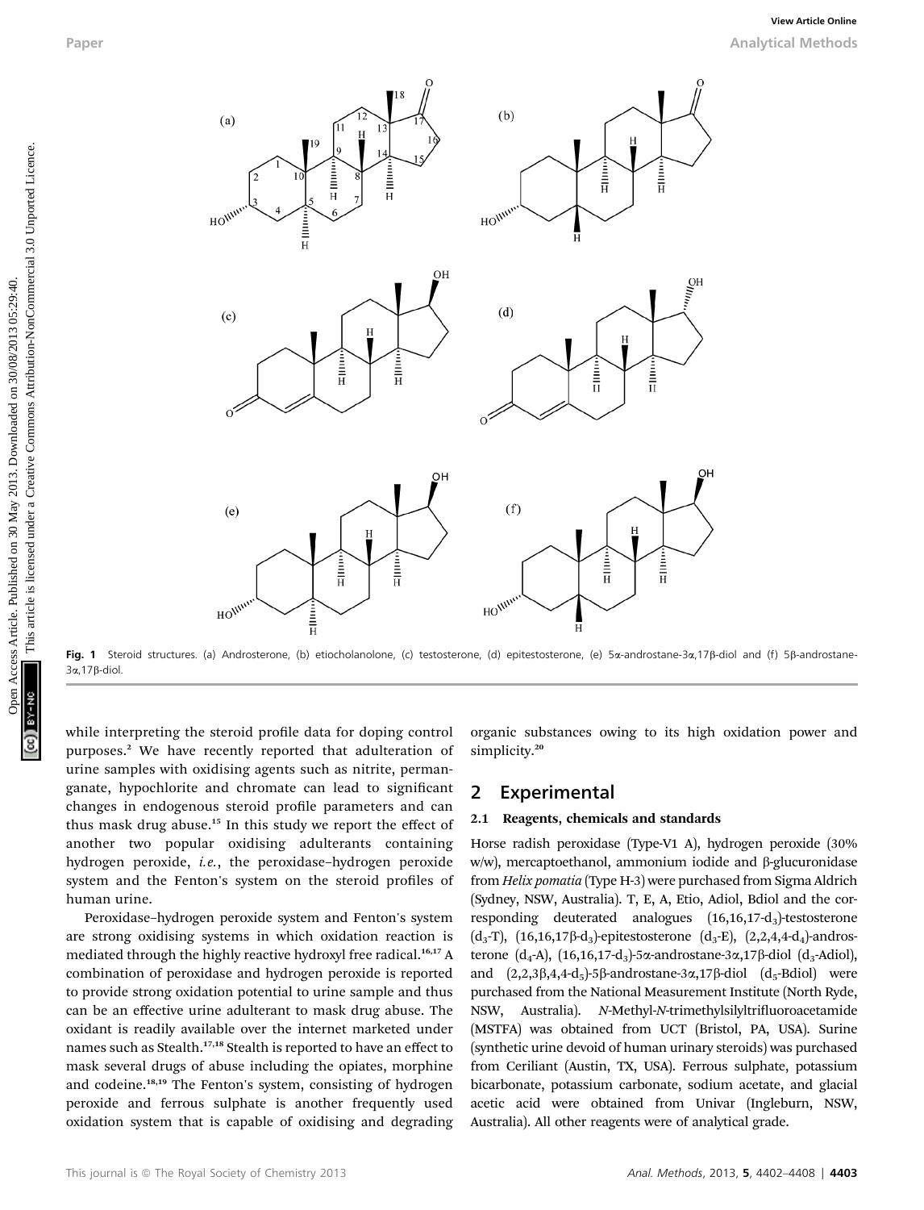Fig. 1 Steroid structures. (a) Androsterone, (b) etiocholanolone, (c) testosterone, (d) epitestosterone, (e) 5α-androstane-3α,17β-diol and (f) 5β-androstane-3α,17β-diol.

while interpreting the steroid profile data for doping control purposes.[2] We have recently reported that adulteration of urine samples with oxidising agents such as nitrite, permanganate, hypochlorite and chromate can lead to significant changes in endogenous steroid profile parameters and can thus mask drug abuse.[15] In this study we report the effect of another two popular oxidising adulterants containing hydrogen peroxide, *i.e.*, the peroxidase–hydrogen peroxide system and the Fenton's system on the steroid profiles of human urine.

Peroxidase–hydrogen peroxide system and Fenton's system are strong oxidising systems in which oxidation reaction is mediated through the highly reactive hydroxyl free radical.[16,17] A combination of peroxidase and hydrogen peroxide is reported to provide strong oxidation potential to urine sample and thus can be an effective urine adulterant to mask drug abuse. The oxidant is readily available over the internet marketed under names such as Stealth.[17,18] Stealth is reported to have an effect to mask several drugs of abuse including the opiates, morphine and codeine.[18,19] The Fenton's system, consisting of hydrogen peroxide and ferrous sulphate is another frequently used oxidation system that is capable of oxidising and degrading organic substances owing to its high oxidation power and simplicity.[20]

## 2 Experimental

### 2.1 Reagents, chemicals and standards

Horse radish peroxidase (Type-V1 A), hydrogen peroxide (30% w/w), mercaptoethanol, ammonium iodide and β-glucuronidase from *Helix pomatia* (Type H-3) were purchased from Sigma Aldrich (Sydney, NSW, Australia). T, E, A, Etio, Adiol, Bdiol and the corresponding deuterated analogues (16,16,17-$d_3$)-testosterone ($d_3$-T), (16,16,17β-$d_3$)-epitestosterone ($d_3$-E), (2,2,4,4-$d_4$)-androsterone ($d_4$-A), (16,16,17-$d_3$)-5α-androstane-3α,17β-diol ($d_3$-Adiol), and (2,2,3β,4,4-$d_5$)-5β-androstane-3α,17β-diol ($d_5$-Bdiol) were purchased from the National Measurement Institute (North Ryde, NSW, Australia). *N*-Methyl-*N*-trimethylsilyltrifluoroacetamide (MSTFA) was obtained from UCT (Bristol, PA, USA). Surine (synthetic urine devoid of human urinary steroids) was purchased from Ceriliant (Austin, TX, USA). Ferrous sulphate, potassium bicarbonate, potassium carbonate, sodium acetate, and glacial acetic acid were obtained from Univar (Ingleburn, NSW, Australia). All other reagents were of analytical grade.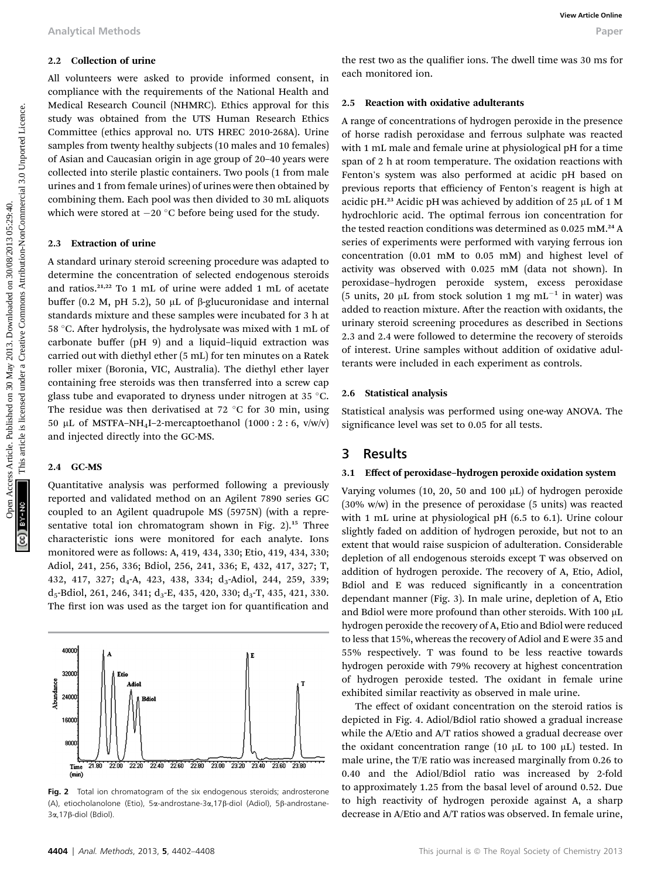### 2.2 Collection of urine

All volunteers were asked to provide informed consent, in compliance with the requirements of the National Health and Medical Research Council (NHMRC). Ethics approval for this study was obtained from the UTS Human Research Ethics Committee (ethics approval no. UTS HREC 2010-268A). Urine samples from twenty healthy subjects (10 males and 10 females) of Asian and Caucasian origin in age group of 20–40 years were collected into sterile plastic containers. Two pools (1 from male urines and 1 from female urines) of urines were then obtained by combining them. Each pool was then divided to 30 mL aliquots which were stored at −20 °C before being used for the study.

### 2.3 Extraction of urine

A standard urinary steroid screening procedure was adapted to determine the concentration of selected endogenous steroids and ratios.[21,22] To 1 mL of urine were added 1 mL of acetate buffer (0.2 M, pH 5.2), 50 μL of β-glucuronidase and internal standards mixture and these samples were incubated for 3 h at 58 °C. After hydrolysis, the hydrolysate was mixed with 1 mL of carbonate buffer (pH 9) and a liquid–liquid extraction was carried out with diethyl ether (5 mL) for ten minutes on a Ratek roller mixer (Boronia, VIC, Australia). The diethyl ether layer containing free steroids was then transferred into a screw cap glass tube and evaporated to dryness under nitrogen at 35 °C. The residue was then derivatised at 72 °C for 30 min, using 50 μL of MSTFA–$NH_4I$–2-mercaptoethanol (1000 : 2 : 6, v/w/v) and injected directly into the GC-MS.

### 2.4 GC-MS

Quantitative analysis was performed following a previously reported and validated method on an Agilent 7890 series GC coupled to an Agilent quadrupole MS (5975N) (with a representative total ion chromatogram shown in Fig. 2).[15] Three characteristic ions were monitored for each analyte. Ions monitored were as follows: A, 419, 434, 330; Etio, 419, 434, 330; Adiol, 241, 256, 336; Bdiol, 256, 241, 336; E, 432, 417, 327; T, 432, 417, 327; $d_4$-A, 423, 438, 334; $d_3$-Adiol, 244, 259, 339; $d_5$-Bdiol, 261, 246, 341; $d_3$-E, 435, 420, 330; $d_3$-T, 435, 421, 330. The first ion was used as the target ion for quantification and the rest two as the qualifier ions. The dwell time was 30 ms for each monitored ion.

Fig. 2 Total ion chromatogram of the six endogenous steroids; androsterone (A), etiocholanolone (Etio), 5α-androstane-3α,17β-diol (Adiol), 5β-androstane-3α,17β-diol (Bdiol).

### 2.5 Reaction with oxidative adulterants

A range of concentrations of hydrogen peroxide in the presence of horse radish peroxidase and ferrous sulphate was reacted with 1 mL male and female urine at physiological pH for a time span of 2 h at room temperature. The oxidation reactions with Fenton's system was also performed at acidic pH based on previous reports that efficiency of Fenton's reagent is high at acidic pH.[23] Acidic pH was achieved by addition of 25 μL of 1 M hydrochloric acid. The optimal ferrous ion concentration for the tested reaction conditions was determined as 0.025 mM.[24] A series of experiments were performed with varying ferrous ion concentration (0.01 mM to 0.05 mM) and highest level of activity was observed with 0.025 mM (data not shown). In peroxidase–hydrogen peroxide system, excess peroxidase (5 units, 20 μL from stock solution 1 mg $mL^{-1}$ in water) was added to reaction mixture. After the reaction with oxidants, the urinary steroid screening procedures as described in Sections 2.3 and 2.4 were followed to determine the recovery of steroids of interest. Urine samples without addition of oxidative adulterants were included in each experiment as controls.

### 2.6 Statistical analysis

Statistical analysis was performed using one-way ANOVA. The significance level was set to 0.05 for all tests.

## 3 Results

### 3.1 Effect of peroxidase–hydrogen peroxide oxidation system

Varying volumes (10, 20, 50 and 100 μL) of hydrogen peroxide (30% w/w) in the presence of peroxidase (5 units) was reacted with 1 mL urine at physiological pH (6.5 to 6.1). Urine colour slightly faded on addition of hydrogen peroxide, but not to an extent that would raise suspicion of adulteration. Considerable depletion of all endogenous steroids except T was observed on addition of hydrogen peroxide. The recovery of A, Etio, Adiol, Bdiol and E was reduced significantly in a concentration dependant manner (Fig. 3). In male urine, depletion of A, Etio and Bdiol were more profound than other steroids. With 100 μL hydrogen peroxide the recovery of A, Etio and Bdiol were reduced to less that 15%, whereas the recovery of Adiol and E were 35 and 55% respectively. T was found to be less reactive towards hydrogen peroxide with 79% recovery at highest concentration of hydrogen peroxide tested. The oxidant in female urine exhibited similar reactivity as observed in male urine.

The effect of oxidant concentration on the steroid ratios is depicted in Fig. 4. Adiol/Bdiol ratio showed a gradual increase while the A/Etio and A/T ratios showed a gradual decrease over the oxidant concentration range (10 μL to 100 μL) tested. In male urine, the T/E ratio was increased marginally from 0.26 to 0.40 and the Adiol/Bdiol ratio was increased by 2-fold to approximately 1.25 from the basal level of around 0.52. Due to high reactivity of hydrogen peroxide against A, a sharp decrease in A/Etio and A/T ratios was observed. In female urine,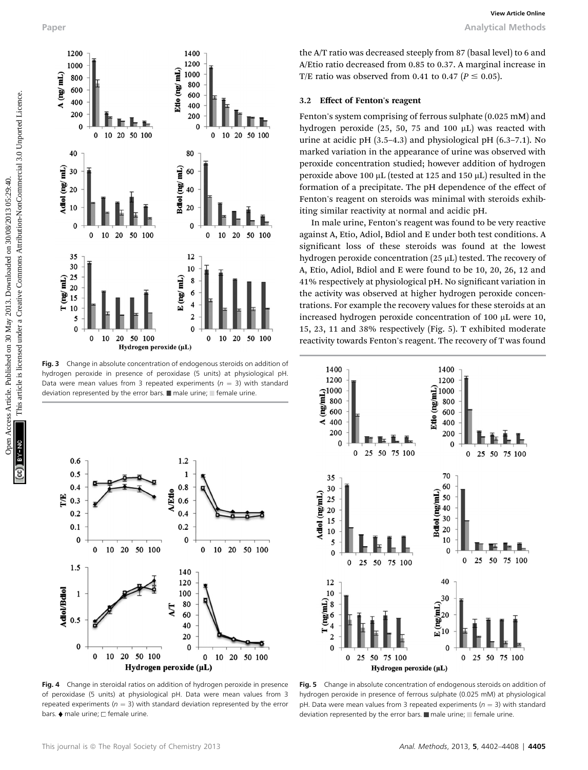the A/T ratio was decreased steeply from 87 (basal level) to 6 and A/Etio ratio decreased from 0.85 to 0.37. A marginal increase in T/E ratio was observed from 0.41 to 0.47 ($P \leq 0.05$).

### 3.2 Effect of Fenton's reagent

Fenton's system comprising of ferrous sulphate (0.025 mM) and hydrogen peroxide (25, 50, 75 and 100 μL) was reacted with urine at acidic pH (3.5–4.3) and physiological pH (6.3–7.1). No marked variation in the appearance of urine was observed with peroxide concentration studied; however addition of hydrogen peroxide above 100 μL (tested at 125 and 150 μL) resulted in the formation of a precipitate. The pH dependence of the effect of Fenton's reagent on steroids was minimal with steroids exhibiting similar reactivity at normal and acidic pH.

In male urine, Fenton's reagent was found to be very reactive against A, Etio, Adiol, Bdiol and E under both test conditions. A significant loss of these steroids was found at the lowest hydrogen peroxide concentration (25 μL) tested. The recovery of A, Etio, Adiol, Bdiol and E were found to be 10, 20, 26, 12 and 41% respectively at physiological pH. No significant variation in the activity was observed at higher hydrogen peroxide concentrations. For example the recovery values for these steroids at an increased hydrogen peroxide concentration of 100 μL were 10, 15, 23, 11 and 38% respectively (Fig. 5). T exhibited moderate reactivity towards Fenton's reagent. The recovery of T was found

**Fig. 3** Change in absolute concentration of endogenous steroids on addition of hydrogen peroxide in presence of peroxidase (5 units) at physiological pH. Data were mean values from 3 repeated experiments ($n = 3$) with standard deviation represented by the error bars. ■ male urine; ■ female urine.

**Fig. 4** Change in steroidal ratios on addition of hydrogen peroxide in presence of peroxidase (5 units) at physiological pH. Data were mean values from 3 repeated experiments ($n = 3$) with standard deviation represented by the error bars. ♦ male urine; □ female urine.

**Fig. 5** Change in absolute concentration of endogenous steroids on addition of hydrogen peroxide in presence of ferrous sulphate (0.025 mM) at physiological pH. Data were mean values from 3 repeated experiments ($n = 3$) with standard deviation represented by the error bars. ■ male urine; ■ female urine.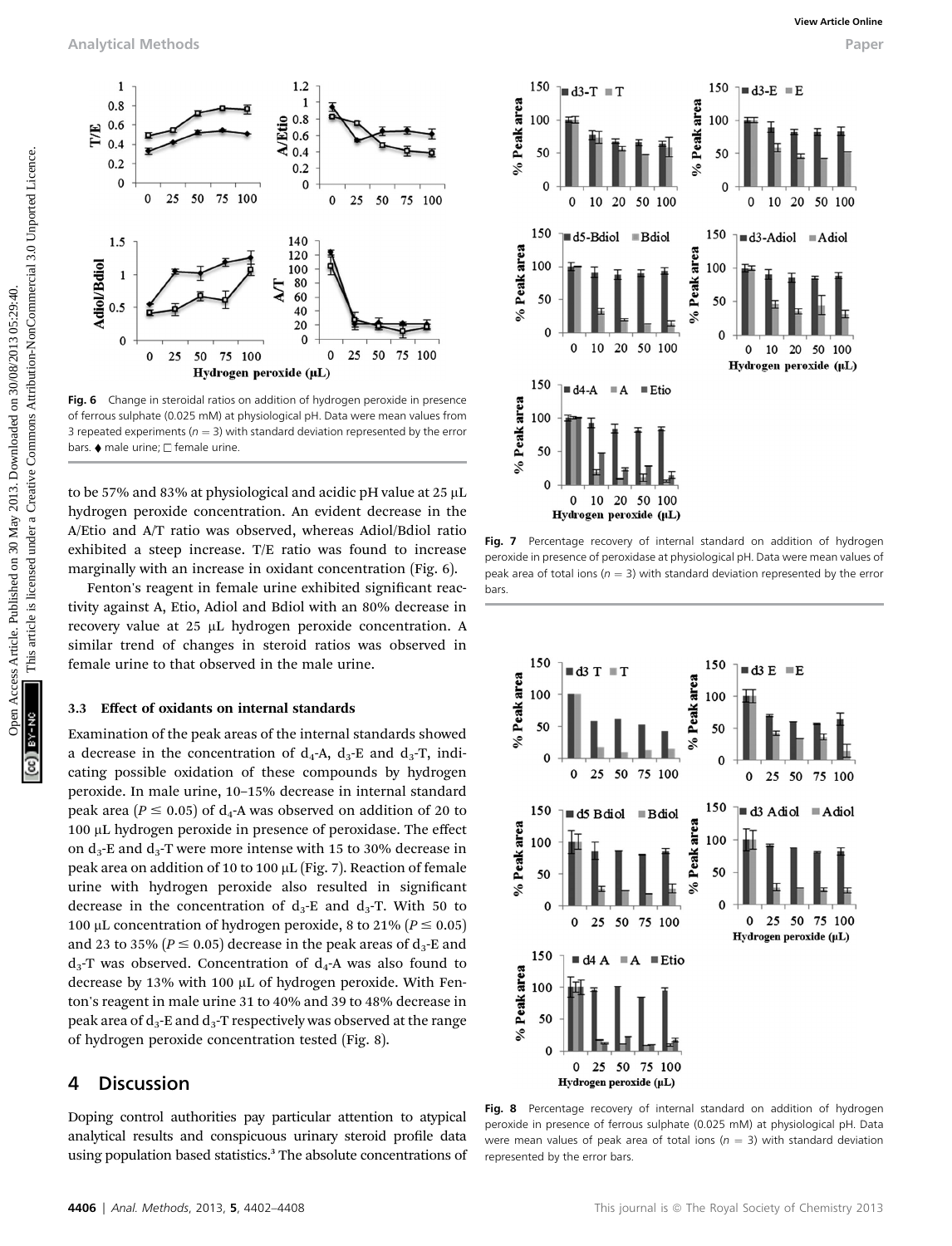Fig. 6 Change in steroidal ratios on addition of hydrogen peroxide in presence of ferrous sulphate (0.025 mM) at physiological pH. Data were mean values from 3 repeated experiments ($n = 3$) with standard deviation represented by the error bars. ♦ male urine; □ female urine.

to be 57% and 83% at physiological and acidic pH value at 25 μL hydrogen peroxide concentration. An evident decrease in the A/Etio and A/T ratio was observed, whereas Adiol/Bdiol ratio exhibited a steep increase. T/E ratio was found to increase marginally with an increase in oxidant concentration (Fig. 6).

Fenton's reagent in female urine exhibited significant reactivity against A, Etio, Adiol and Bdiol with an 80% decrease in recovery value at 25 μL hydrogen peroxide concentration. A similar trend of changes in steroid ratios was observed in female urine to that observed in the male urine.

### 3.3 Effect of oxidants on internal standards

Examination of the peak areas of the internal standards showed a decrease in the concentration of $d_4$-A, $d_3$-E and $d_3$-T, indicating possible oxidation of these compounds by hydrogen peroxide. In male urine, 10–15% decrease in internal standard peak area ($P \leq 0.05$) of $d_4$-A was observed on addition of 20 to 100 μL hydrogen peroxide in presence of peroxidase. The effect on $d_3$-E and $d_3$-T were more intense with 15 to 30% decrease in peak area on addition of 10 to 100 μL (Fig. 7). Reaction of female urine with hydrogen peroxide also resulted in significant decrease in the concentration of $d_3$-E and $d_3$-T. With 50 to 100 μL concentration of hydrogen peroxide, 8 to 21% ($P \leq 0.05$) and 23 to 35% ($P \leq 0.05$) decrease in the peak areas of $d_3$-E and $d_3$-T was observed. Concentration of $d_4$-A was also found to decrease by 13% with 100 μL of hydrogen peroxide. With Fenton's reagent in male urine 31 to 40% and 39 to 48% decrease in peak area of $d_3$-E and $d_3$-T respectively was observed at the range of hydrogen peroxide concentration tested (Fig. 8).

Fig. 7 Percentage recovery of internal standard on addition of hydrogen peroxide in presence of peroxidase at physiological pH. Data were mean values of peak area of total ions ($n = 3$) with standard deviation represented by the error bars.

Fig. 8 Percentage recovery of internal standard on addition of hydrogen peroxide in presence of ferrous sulphate (0.025 mM) at physiological pH. Data were mean values of peak area of total ions ($n = 3$) with standard deviation represented by the error bars.

## 4 Discussion

Doping control authorities pay particular attention to atypical analytical results and conspicuous urinary steroid profile data using population based statistics.[3] The absolute concentrations of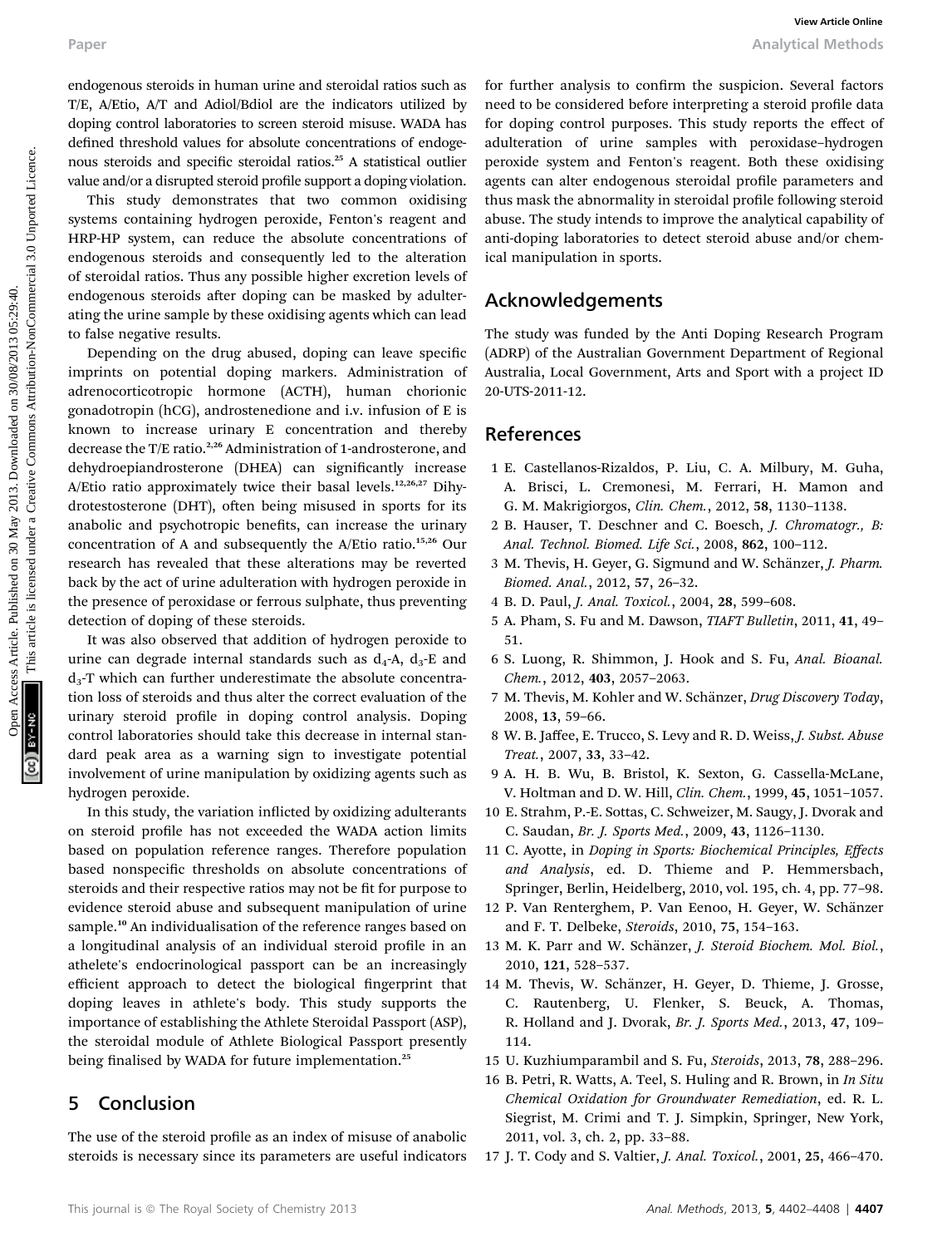endogenous steroids in human urine and steroidal ratios such as T/E, A/Etio, A/T and Adiol/Bdiol are the indicators utilized by doping control laboratories to screen steroid misuse. WADA has defined threshold values for absolute concentrations of endogenous steroids and specific steroidal ratios.[25] A statistical outlier value and/or a disrupted steroid profile support a doping violation.

This study demonstrates that two common oxidising systems containing hydrogen peroxide, Fenton's reagent and HRP-HP system, can reduce the absolute concentrations of endogenous steroids and consequently led to the alteration of steroidal ratios. Thus any possible higher excretion levels of endogenous steroids after doping can be masked by adulterating the urine sample by these oxidising agents which can lead to false negative results.

Depending on the drug abused, doping can leave specific imprints on potential doping markers. Administration of adrenocorticotropic hormone (ACTH), human chorionic gonadotropin (hCG), androstenedione and i.v. infusion of E is known to increase urinary E concentration and thereby decrease the T/E ratio.[2,26] Administration of 1-androsterone, and dehydroepiandrosterone (DHEA) can significantly increase A/Etio ratio approximately twice their basal levels.[12,26,27] Dihydrotestosterone (DHT), often being misused in sports for its anabolic and psychotropic benefits, can increase the urinary concentration of A and subsequently the A/Etio ratio.[15,26] Our research has revealed that these alterations may be reverted back by the act of urine adulteration with hydrogen peroxide in the presence of peroxidase or ferrous sulphate, thus preventing detection of doping of these steroids.

It was also observed that addition of hydrogen peroxide to urine can degrade internal standards such as $d_4$-A, $d_3$-E and $d_3$-T which can further underestimate the absolute concentration loss of steroids and thus alter the correct evaluation of the urinary steroid profile in doping control analysis. Doping control laboratories should take this decrease in internal standard peak area as a warning sign to investigate potential involvement of urine manipulation by oxidizing agents such as hydrogen peroxide.

In this study, the variation inflicted by oxidizing adulterants on steroid profile has not exceeded the WADA action limits based on population reference ranges. Therefore population based nonspecific thresholds on absolute concentrations of steroids and their respective ratios may not be fit for purpose to evidence steroid abuse and subsequent manipulation of urine sample.[10] An individualisation of the reference ranges based on a longitudinal analysis of an individual steroid profile in an athelete's endocrinological passport can be an increasingly efficient approach to detect the biological fingerprint that doping leaves in athlete's body. This study supports the importance of establishing the Athlete Steroidal Passport (ASP), the steroidal module of Athlete Biological Passport presently being finalised by WADA for future implementation.[25]

## 5 Conclusion

The use of the steroid profile as an index of misuse of anabolic steroids is necessary since its parameters are useful indicators for further analysis to confirm the suspicion. Several factors need to be considered before interpreting a steroid profile data for doping control purposes. This study reports the effect of adulteration of urine samples with peroxidase–hydrogen peroxide system and Fenton's reagent. Both these oxidising agents can alter endogenous steroidal profile parameters and thus mask the abnormality in steroidal profile following steroid abuse. The study intends to improve the analytical capability of anti-doping laboratories to detect steroid abuse and/or chemical manipulation in sports.

## Acknowledgements

The study was funded by the Anti Doping Research Program (ADRP) of the Australian Government Department of Regional Australia, Local Government, Arts and Sport with a project ID 20-UTS-2011-12.

## References

1. E. Castellanos-Rizaldos, P. Liu, C. A. Milbury, M. Guha, A. Brisci, L. Cremonesi, M. Ferrari, H. Mamon and G. M. Makrigiorgos, *Clin. Chem.*, 2012, **58**, 1130–1138.
2. B. Hauser, T. Deschner and C. Boesch, *J. Chromatogr., B: Anal. Technol. Biomed. Life Sci.*, 2008, **862**, 100–112.
3. M. Thevis, H. Geyer, G. Sigmund and W. Schänzer, *J. Pharm. Biomed. Anal.*, 2012, **57**, 26–32.
4. B. D. Paul, *J. Anal. Toxicol.*, 2004, **28**, 599–608.
5. A. Pham, S. Fu and M. Dawson, *TIAFT Bulletin*, 2011, **41**, 49–51.
6. S. Luong, R. Shimmon, J. Hook and S. Fu, *Anal. Bioanal. Chem.*, 2012, **403**, 2057–2063.
7. M. Thevis, M. Kohler and W. Schänzer, *Drug Discovery Today*, 2008, **13**, 59–66.
8. W. B. Jaffee, E. Trucco, S. Levy and R. D. Weiss, *J. Subst. Abuse Treat.*, 2007, **33**, 33–42.
9. A. H. B. Wu, B. Bristol, K. Sexton, G. Cassella-McLane, V. Holtman and D. W. Hill, *Clin. Chem.*, 1999, **45**, 1051–1057.
10. E. Strahm, P.-E. Sottas, C. Schweizer, M. Saugy, J. Dvorak and C. Saudan, *Br. J. Sports Med.*, 2009, **43**, 1126–1130.
11. C. Ayotte, in *Doping in Sports: Biochemical Principles, Effects and Analysis*, ed. D. Thieme and P. Hemmersbach, Springer, Berlin, Heidelberg, 2010, vol. 195, ch. 4, pp. 77–98.
12. P. Van Renterghem, P. Van Eenoo, H. Geyer, W. Schänzer and F. T. Delbeke, *Steroids*, 2010, **75**, 154–163.
13. M. K. Parr and W. Schänzer, *J. Steroid Biochem. Mol. Biol.*, 2010, **121**, 528–537.
14. M. Thevis, W. Schänzer, H. Geyer, D. Thieme, J. Grosse, C. Rautenberg, U. Flenker, S. Beuck, A. Thomas, R. Holland and J. Dvorak, *Br. J. Sports Med.*, 2013, **47**, 109–114.
15. U. Kuzhiumparambil and S. Fu, *Steroids*, 2013, **78**, 288–296.
16. B. Petri, R. Watts, A. Teel, S. Huling and R. Brown, in *In Situ Chemical Oxidation for Groundwater Remediation*, ed. R. L. Siegrist, M. Crimi and T. J. Simpkin, Springer, New York, 2011, vol. 3, ch. 2, pp. 33–88.
17. J. T. Cody and S. Valtier, *J. Anal. Toxicol.*, 2001, **25**, 466–470.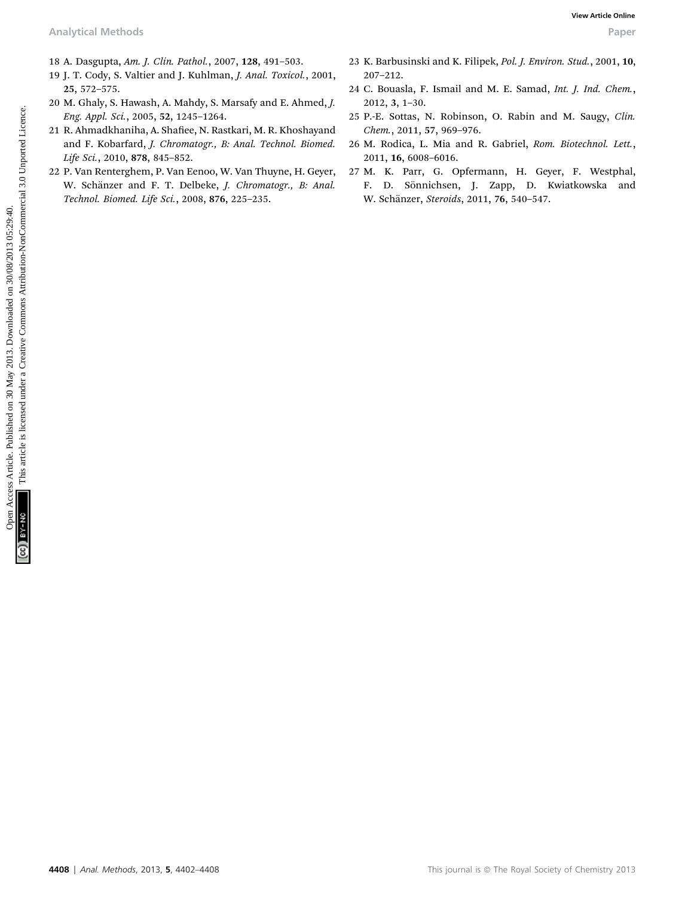18 A. Dasgupta, *Am. J. Clin. Pathol.*, 2007, **128**, 491–503.

19 J. T. Cody, S. Valtier and J. Kuhlman, *J. Anal. Toxicol.*, 2001, **25**, 572–575.

20 M. Ghaly, S. Hawash, A. Mahdy, S. Marsafy and E. Ahmed, *J. Eng. Appl. Sci.*, 2005, **52**, 1245–1264.

21 R. Ahmadkhaniha, A. Shafiee, N. Rastkari, M. R. Khoshayand and F. Kobarfard, *J. Chromatogr., B: Anal. Technol. Biomed. Life Sci.*, 2010, **878**, 845–852.

22 P. Van Renterghem, P. Van Eenoo, W. Van Thuyne, H. Geyer, W. Schänzer and F. T. Delbeke, *J. Chromatogr., B: Anal. Technol. Biomed. Life Sci.*, 2008, **876**, 225–235.

23 K. Barbusinski and K. Filipek, *Pol. J. Environ. Stud.*, 2001, **10**, 207–212.

24 C. Bouasla, F. Ismail and M. E. Samad, *Int. J. Ind. Chem.*, 2012, **3**, 1–30.

25 P.-E. Sottas, N. Robinson, O. Rabin and M. Saugy, *Clin. Chem.*, 2011, **57**, 969–976.

26 M. Rodica, L. Mia and R. Gabriel, *Rom. Biotechnol. Lett.*, 2011, **16**, 6008–6016.

27 M. K. Parr, G. Opfermann, H. Geyer, F. Westphal, F. D. Sönnichsen, J. Zapp, D. Kwiatkowska and W. Schänzer, *Steroids*, 2011, **76**, 540–547.